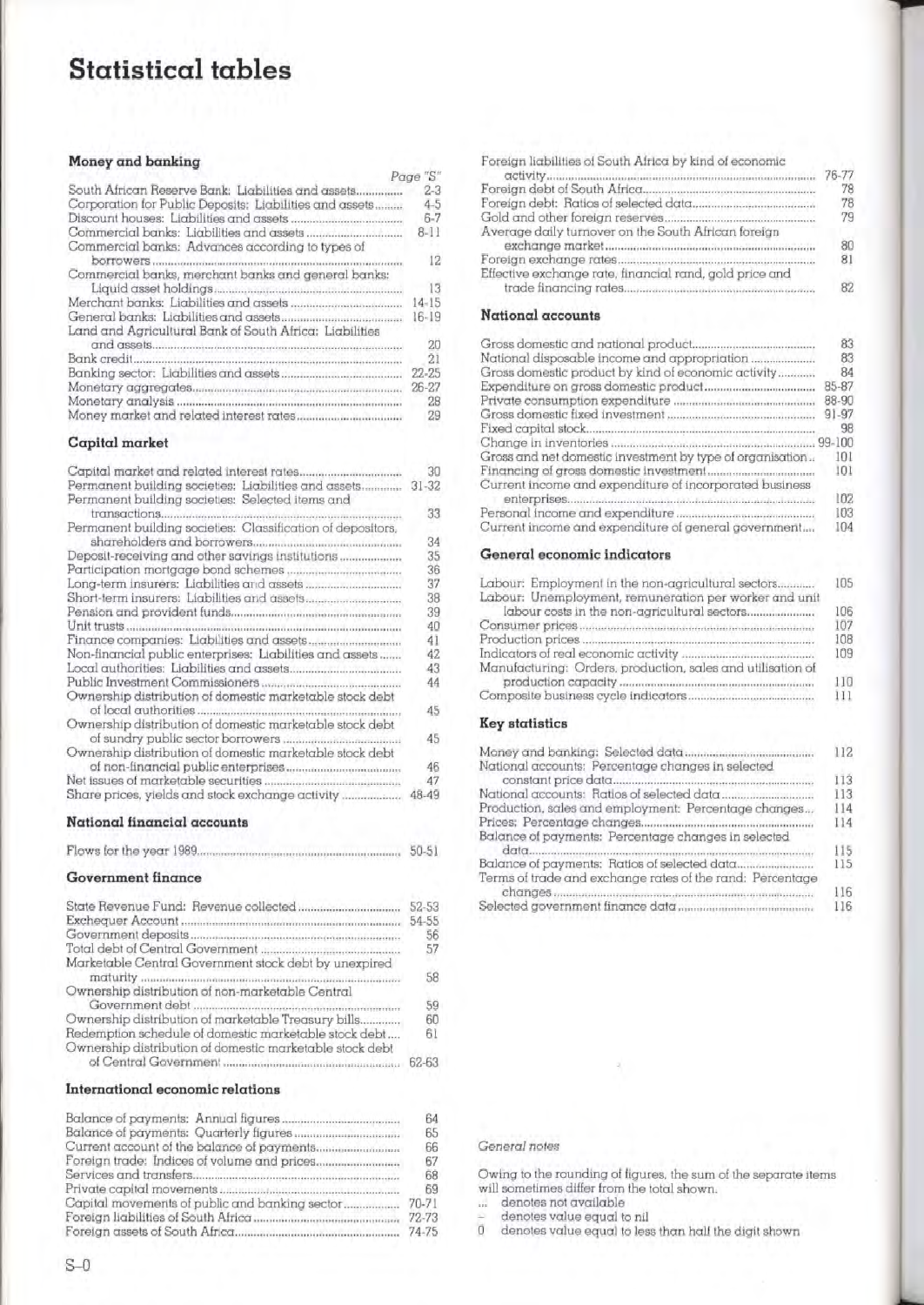# Statistical tables

## Money and banking

| | Page "S" |
|---|---|
| South African Reserve Bank: Liabilities and assets | 2-3 |
| Corporation for Public Deposits: Liabilities and assets | 4-5 |
| Discount houses: Liabilities and assets | 6-7 |
| Commercial banks: Liabilities and assets | 8-11 |
| Commercial banks: Advances according to types of borrowers | 12 |
| Commercial banks, merchant banks and general banks: Liquid asset holdings | 13 |
| Merchant banks: Liabilities and assets | 14-15 |
| General banks: Liabilities and assets | 16-19 |
| Land and Agricultural Bank of South Africa: Liabilities and assets | 20 |
| Bank credit | 21 |
| Banking sector: Liabilities and assets | 22-25 |
| Monetary aggregates | 26-27 |
| Monetary analysis | 28 |
| Money market and related interest rates | 29 |

## Capital market

| | |
|---|---|
| Capital market and related interest rates | 30 |
| Permanent building societies: Liabilities and assets | 31-32 |
| Permanent building societies: Selected items and transactions | 33 |
| Permanent building societies: Classification of depositors, shareholders and borrowers | 34 |
| Deposit-receiving and other savings institutions | 35 |
| Participation mortgage bond schemes | 36 |
| Long-term insurers: Liabilities and assets | 37 |
| Short-term insurers: Liabilities and assets | 38 |
| Pension and provident funds | 39 |
| Unit trusts | 40 |
| Finance companies: Liabilities and assets | 41 |
| Non-financial public enterprises: Liabilities and assets | 42 |
| Local authorities: Liabilities and assets | 43 |
| Public Investment Commissioners | 44 |
| Ownership distribution of domestic marketable stock debt of local authorities | 45 |
| Ownership distribution of domestic marketable stock debt of sundry public sector borrowers | 45 |
| Ownership distribution of domestic marketable stock debt of non-financial public enterprises | 46 |
| Net issues of marketable securities | 47 |
| Share prices, yields and stock exchange activity | 48-49 |

## National financial accounts

| | |
|---|---|
| Flows for the year 1989 | 50-51 |

## Government finance

| | |
|---|---|
| State Revenue Fund: Revenue collected | 52-53 |
| Exchequer Account | 54-55 |
| Government deposits | 56 |
| Total debt of Central Government | 57 |
| Marketable Central Government stock debt by unexpired maturity | 58 |
| Ownership distribution of non-marketable Central Government debt | 59 |
| Ownership distribution of marketable Treasury bills | 60 |
| Redemption schedule of domestic marketable stock debt | 61 |
| Ownership distribution of domestic marketable stock debt of Central Government | 62-63 |

## International economic relations

| | |
|---|---|
| Balance of payments: Annual figures | 64 |
| Balance of payments: Quarterly figures | 65 |
| Current account of the balance of payments | 66 |
| Foreign trade: Indices of volume and prices | 67 |
| Services and transfers | 68 |
| Private capital movements | 69 |
| Capital movements of public and banking sector | 70-71 |
| Foreign liabilities of South Africa | 72-73 |
| Foreign assets of South Africa | 74-75 |
| Foreign liabilities of South Africa by kind of economic activity | 76-77 |
| Foreign debt of South Africa | 78 |
| Foreign debt: Ratios of selected data | 78 |
| Gold and other foreign reserves | 79 |
| Average daily turnover on the South African foreign exchange market | 80 |
| Foreign exchange rates | 81 |
| Effective exchange rate, financial rand, gold price and trade financing rates | 82 |

## National accounts

| | |
|---|---|
| Gross domestic and national product | 83 |
| National disposable income and appropriation | 83 |
| Gross domestic product by kind of economic activity | 84 |
| Expenditure on gross domestic product | 85-87 |
| Private consumption expenditure | 88-90 |
| Gross domestic fixed investment | 91-97 |
| Fixed capital stock | 98 |
| Change in inventories | 99-100 |
| Gross and net domestic investment by type of organisation | 101 |
| Financing of gross domestic investment | 101 |
| Current income and expenditure of incorporated business enterprises | 102 |
| Personal income and expenditure | 103 |
| Current income and expenditure of general government | 104 |

## General economic indicators

| | |
|---|---|
| Labour: Employment in the non-agricultural sectors | 105 |
| Labour: Unemployment, remuneration per worker and unit labour costs in the non-agricultural sectors | 106 |
| Consumer prices | 107 |
| Production prices | 108 |
| Indicators of real economic activity | 109 |
| Manufacturing: Orders, production, sales and utilisation of production capacity | 110 |
| Composite business cycle indicators | 111 |

## Key statistics

| | |
|---|---|
| Money and banking: Selected data | 112 |
| National accounts: Percentage changes in selected constant price data | 113 |
| National accounts: Ratios of selected data | 113 |
| Production, sales and employment: Percentage changes | 114 |
| Prices: Percentage changes | 114 |
| Balance of payments: Percentage changes in selected data | 115 |
| Balance of payments: Ratios of selected data | 115 |
| Terms of trade and exchange rates of the rand: Percentage changes | 116 |
| Selected government finance data | 116 |

*General notes*

Owing to the rounding of figures, the sum of the separate items will sometimes differ from the total shown.

... denotes not available

– denotes value equal to nil

0 denotes value equal to less than half the digit shown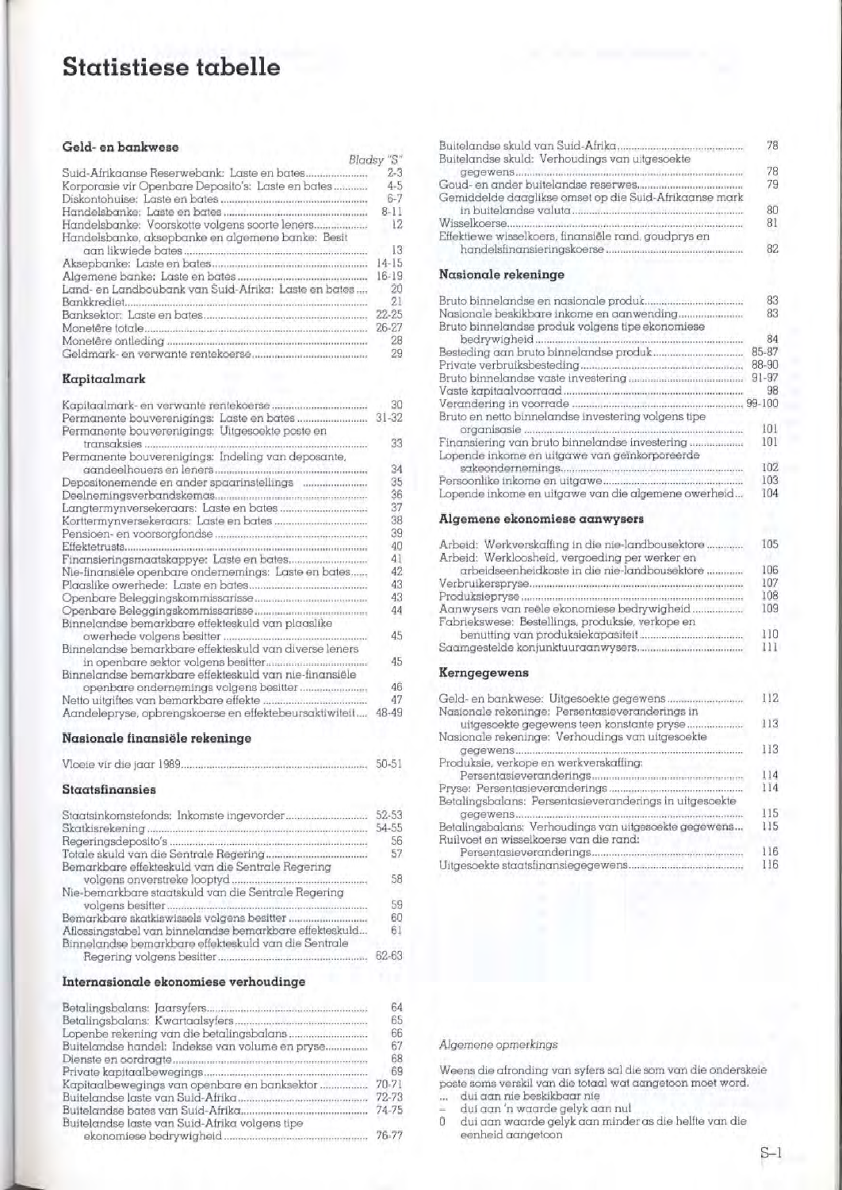# Statistiese tabelle

## Geld- en bankwese

| | Bladsy "S" |
|---|---|
| Suid-Afrikaanse Reserwebank: Laste en bates | 2-3 |
| Korporasie vir Openbare Deposito's: Laste en bates | 4-5 |
| Diskontohuise: Laste en bates | 6-7 |
| Handelsbanke: Laste en bates | 8-11 |
| Handelsbanke: Voorskotte volgens soorte leners | 12 |
| Handelsbanke, aksepbanke en algemene banke: Besit aan likwiede bates | 13 |
| Aksepbanke: Laste en bates | 14-15 |
| Algemene banke: Laste en bates | 16-19 |
| Land- en Landboubank van Suid-Afrika: Laste en bates | 20 |
| Bankkrediet | 21 |
| Banksektor: Laste en bates | 22-25 |
| Monetêre totale | 26-27 |
| Monetêre ontleding | 28 |
| Geldmark- en verwante rentekoerse | 29 |

## Kapitaalmark

| | |
|---|---|
| Kapitaalmark- en verwante rentekoerse | 30 |
| Permanente bouverenigings: Laste en bates | 31-32 |
| Permanente bouverenigings: Uitgesoekte poste en transaksies | 33 |
| Permanente bouverenigings: Indeling van deposante, aandeelhouers en leners | 34 |
| Depositonemende en ander spaarinstellings | 35 |
| Deelnemingsverbandskemas | 36 |
| Langtermynversekeraars: Laste en bates | 37 |
| Korttermynversekeraars: Laste en bates | 38 |
| Pensioen- en voorsorgfondse | 39 |
| Effektetrusts | 40 |
| Finansieringsmaatskappye: Laste en bates | 41 |
| Nie-finansiële openbare ondernemings: Laste en bates | 42 |
| Plaaslike owerhede: Laste en bates | 43 |
| Openbare Beleggingskommissarisse | 43 |
| Openbare Beleggingskommissarisse | 44 |
| Binnelandse bemarkbare effekteskuld van plaaslike owerhede volgens besitter | 45 |
| Binnelandse bemarkbare effekteskuld van diverse leners in openbare sektor volgens besitter | 45 |
| Binnelandse bemarkbare effekteskuld van nie-finansiële openbare ondernemings volgens besitter | 46 |
| Netto uitgiftes van bemarkbare effekte | 47 |
| Aandelepryse, opbrengskoerse en effektebeursaktiwiteit | 48-49 |

## Nasionale finansiële rekeninge

| | |
|---|---|
| Vloeie vir die jaar 1989 | 50-51 |

## Staatsfinansies

| | |
|---|---|
| Staatsinkomstefonds: Inkomste ingevorder | 52-53 |
| Skatkisrekening | 54-55 |
| Regeringsdeposito's | 56 |
| Totale skuld van die Sentrale Regering | 57 |
| Bemarkbare effekteskuld van die Sentrale Regering volgens onverstreke looptyd | 58 |
| Nie-bemarkbare staatskuld van die Sentrale Regering volgens besitter | 59 |
| Bemarkbare skatkiswissels volgens besitter | 60 |
| Aflossingstabel van binnelandse bemarkbare effekteskuld | 61 |
| Binnelandse bemarkbare effekteskuld van die Sentrale Regering volgens besitter | 62-63 |

## Internasionale ekonomiese verhoudinge

| | |
|---|---|
| Betalingsbalans: Jaarsyfers | 64 |
| Betalingsbalans: Kwartaalsyfers | 65 |
| Lopenbe rekening van die betalingsbalans | 66 |
| Buitelandse handel: Indekse van volume en pryse | 67 |
| Dienste en oordragte | 68 |
| Private kapitaalbewegings | 69 |
| Kapitaalbewegings van openbare en banksektor | 70-71 |
| Buitelandse laste van Suid-Afrika | 72-73 |
| Buitelandse bates van Suid-Afrika | 74-75 |
| Buitelandse laste van Suid-Afrika volgens tipe ekonomiese bedrywigheid | 76-77 |
| Buitelandse skuld van Suid-Afrika | 78 |
| Buitelandse skuld: Verhoudings van uitgesoekte gegewens | 78 |
| Goud- en ander buitelandse reserwes | 79 |
| Gemiddelde daaglikse omset op die Suid-Afrikaanse mark in buitelandse valuta | 80 |
| Wisselkoerse | 81 |
| Effektiewe wisselkoers, finansiële rand, goudprys en handelsfinansieringskoerse | 82 |

## Nasionale rekeninge

| | |
|---|---|
| Bruto binnelandse en nasionale produk | 83 |
| Nasionale beskikbare inkome en aanwending | 83 |
| Bruto binnelandse produk volgens tipe ekonomiese bedrywigheid | 84 |
| Besteding aan bruto binnelandse produk | 85-87 |
| Private verbruiksbesteding | 88-90 |
| Bruto binnelandse vaste investering | 91-97 |
| Vaste kapitaalvoorraad | 98 |
| Verandering in voorrade | 99-100 |
| Bruto en netto binnelandse investering volgens tipe organisasie | 101 |
| Finansiering van bruto binnelandse investering | 101 |
| Lopende inkome en uitgawe van geïnkorporeerde sakeondernemings | 102 |
| Persoonlike inkome en uitgawe | 103 |
| Lopende inkome en uitgawe van die algemene owerheid | 104 |

## Algemene ekonomiese aanwysers

| | |
|---|---|
| Arbeid: Werkverskaffing in die nie-landbousektore | 105 |
| Arbeid: Werkloosheid, vergoeding per werker en arbeidseenheidkoste in die nie-landbousektore | 106 |
| Verbruikerspryse | 107 |
| Produksiepryse | 108 |
| Aanwysers van reële ekonomiese bedrywigheid | 109 |
| Fabriekswese: Bestellings, produksie, verkope en benutting van produksiekapasiteit | 110 |
| Saamgestelde konjunktuuraanwysers | 111 |

## Kerngegewens

| | |
|---|---|
| Geld- en bankwese: Uitgesoekte gegewens | 112 |
| Nasionale rekeninge: Persentasieveranderings in uitgesoekte gegewens teen konstante pryse | 113 |
| Nasionale rekeninge: Verhoudings van uitgesoekte gegewens | 113 |
| Produksie, verkope en werkverskaffing: Persentasieveranderings | 114 |
| Pryse: Persentasieveranderings | 114 |
| Betalingsbalans: Persentasieveranderings in uitgesoekte gegewens | 115 |
| Betalingsbalans: Verhoudings van uitgesoekte gegewens | 115 |
| Ruilvoet en wisselkoerse van die rand: Persentasieveranderings | 116 |
| Uitgesoekte staatsfinansiegegewens | 116 |

*Algemene opmerkings*

Weens die afronding van syfers sal die som van die onderskeie poste soms verskil van die totaal wat aangetoon moet word.

... dui aan nie beskikbaar nie
– dui aan 'n waarde gelyk aan nul
0 dui aan waarde gelyk aan minder as die helfte van die eenheid aangetoon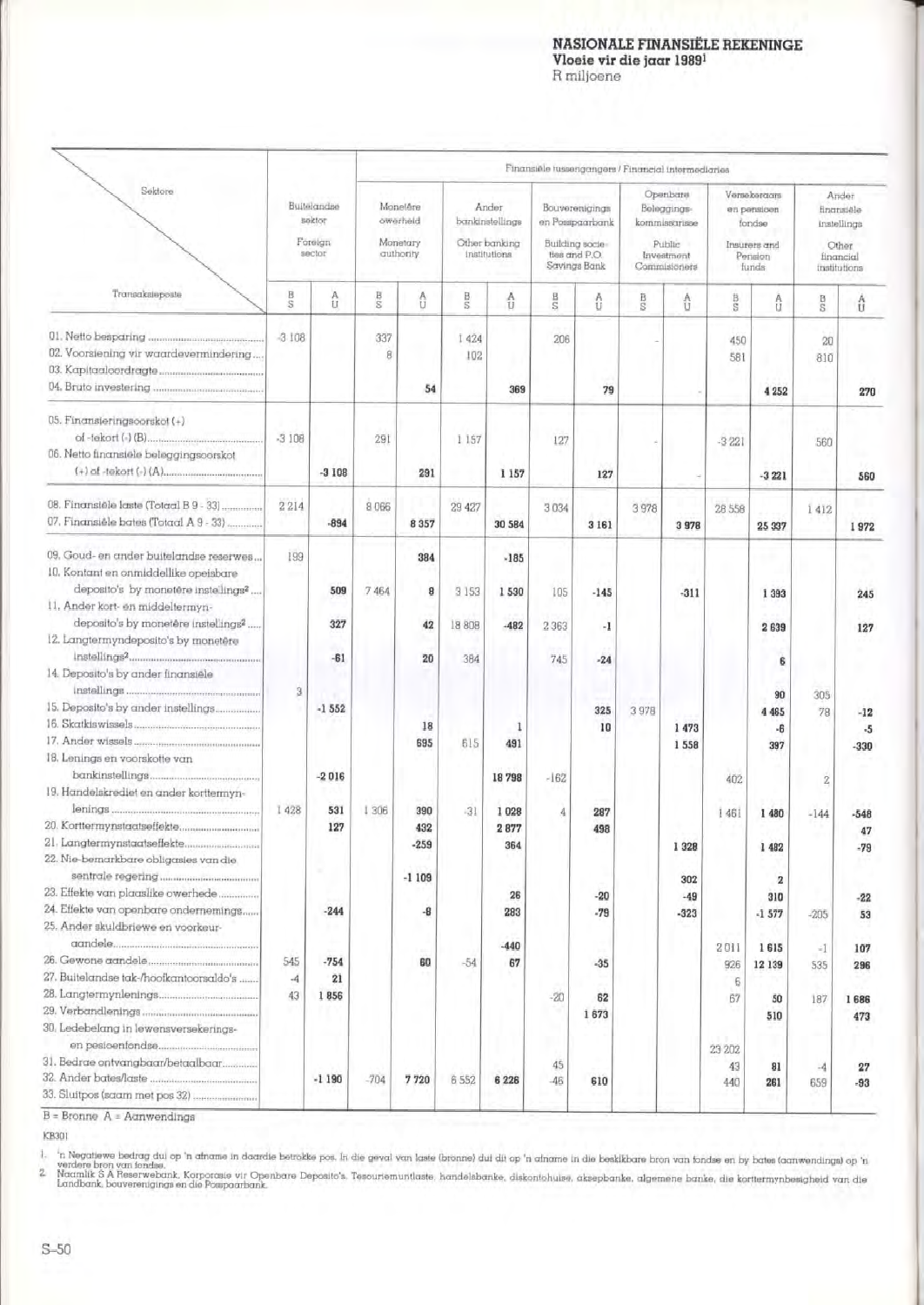# NASIONALE FINANSIËLE REKENINGE

**Vloeie vir die jaar 1989**[1]

R miljoene

| Sektore / Transaksieposte | Buitelandse sektor / Foreign sector | | Finansiële tussengangers / Financial intermediaries — Monetêre owerheid / Monetary authority | | Ander bankinstellings / Other banking institutions | | Bouverenigings en Posspaarbank / Building societies and P.O. Savings Bank | | Openbare Beleggingskommissarisse / Public Investment Commissioners | | Versekeraars en pensioenfondse / Insurers and Pension funds | | Ander finansiële instellings / Other financial institutions | |
|---|---|---|---|---|---|---|---|---|---|---|---|---|---|---|
| | B S | A U | B S | A U | B S | A U | B S | A U | B S | A U | B S | A U | B S | A U |
| 01. Netto besparing | -3 108 | | 337 | | 1 424 | | 206 | | - | | 450 | | 20 | |
| 02. Voorsiening vir waardevermindering | | | 8 | | 102 | | | | | | 581 | | 810 | |
| 03. Kapitaaloordragte | | | | | | | | | | | | | | |
| 04. Bruto investering | | | | **54** | | **369** | | **79** | | - | | **4 252** | | **270** |
| 05. Finansieringsoorskot (+) of -tekort (-) (B) | -3 108 | | 291 | | 1 157 | | 127 | | - | | -3 221 | | 560 | |
| 06. Netto finansiële beleggingsoorskot (+) of -tekort (-) (A) | | **-3 108** | | **291** | | **1 157** | | **127** | | - | | **-3 221** | | **560** |
| 08. Finansiële laste (Totaal B 9 - 33) | 2 214 | | 8 066 | | 29 427 | | 3 034 | | 3 978 | | 28 558 | | 1 412 | |
| 07. Finansiële bates (Totaal A 9 - 33) | | **-894** | | **8 357** | | **30 584** | | **3 161** | | **3 978** | | **25 337** | | **1 972** |
| 09. Goud- en ander buitelandse reserwes | 199 | | | **384** | | **-185** | | | | | | | | |
| 10. Kontant en onmiddellike opeisbare deposito's by monetêre instellings[2] | | **509** | 7 464 | **8** | 3 153 | **1 530** | 105 | **-145** | | **-311** | | **1 393** | | **245** |
| 11. Ander kort- en middeltermyndeposito's by monetêre instellings[2] | | **327** | | **42** | 18 808 | **-482** | 2 363 | **-1** | | | | **2 639** | | **127** |
| 12. Langtermyndeposito's by monetêre instellings[2] | | **-61** | | **20** | 384 | | 745 | **-24** | | | | **6** | | |
| 14. Deposito's by ander finansiële instellings | 3 | | | | | | | | | | | **90** | 305 | |
| 15. Deposito's by ander instellings | | **-1 552** | | | | | | **325** | 3 978 | | | **4 465** | 78 | **-12** |
| 16. Skatkiswissels | | | | **18** | | **1** | | **10** | | **1 473** | | **-6** | | **-5** |
| 17. Ander wissels | | | | **695** | 615 | **491** | | | | **1 558** | | **397** | | **-330** |
| 18. Lenings en voorskotte van bankinstellings | | **-2 016** | | | | **18 798** | -162 | | | | 402 | | 2 | |
| 19. Handelskrediet en ander korttermynlenings | 1 428 | **531** | 1 306 | **390** | -31 | **1 028** | 4 | **287** | | | 1 461 | **1 480** | -144 | **-548** |
| 20. Korttermynstaatseffekte | | **127** | | **432** | | **2 877** | | **498** | | | | | | **47** |
| 21. Langtermynstaatseffekte | | | | **-259** | | **364** | | | | **1 328** | | **1 492** | | **-79** |
| 22. Nie-bemarkbare obligasies van die sentrale regering | | | | **-1 109** | | | | | | **302** | | **2** | | |
| 23. Effekte van plaaslike owerhede | | | | | | **26** | | **-20** | | **-49** | | **310** | | **-22** |
| 24. Effekte van openbare ondernemings | | **-244** | | **-8** | | **283** | | **-79** | | **-323** | | **-1 577** | -205 | **53** |
| 25. Ander skuldbriewe en voorkeuraandele | | | | | | **-440** | | | | | 2 011 | **1 615** | -1 | **107** |
| 26. Gewone aandele | 545 | **-754** | | **60** | -54 | **67** | | **-35** | | | 926 | **12 139** | 535 | **296** |
| 27. Buitelandse tak-/hoofkantoorsaldo's | -4 | **21** | | | | | | | | | 6 | | | |
| 28. Langtermynlenings | 43 | **1 856** | | | | | -20 | **62** | | | 67 | **50** | 187 | **1 686** |
| 29. Verbandlenings | | | | | | | | **1 673** | | | | **510** | | **473** |
| 30. Ledebelang in lewensversekerings- en pensioenfondse | | | | | | | | | | | 23 202 | | | |
| 31. Bedrae ontvangbaar/betaalbaar | | | | | | | 45 | | | | 43 | **81** | -4 | **27** |
| 32. Ander bates/laste | | **-1 190** | -704 | **7 720** | 8 552 | **6 226** | -46 | **610** | | | 440 | **261** | 659 | **-93** |
| 33. Sluitpos (saam met pos 32) | | | | | | | | | | | | | | |

B = Bronne A = Aanwendings

KB301

1. 'n Negatiewe bedrag dui op 'n afname in daardie betrokke pos. In die geval van laste (bronne) dui dit op 'n afname in die beskikbare bron van fondse en by bates (aanwendings) op 'n verdere bron van fondse.
2. Naamlik S A Reserwebank, Korporasie vir Openbare Deposito's, Tesouriemuntlaste, handelsbanke, diskontohuise, aksepbanke, algemene banke, die korttermynbesigheid van die Landbank, bouverenigings en die Posspaarbank.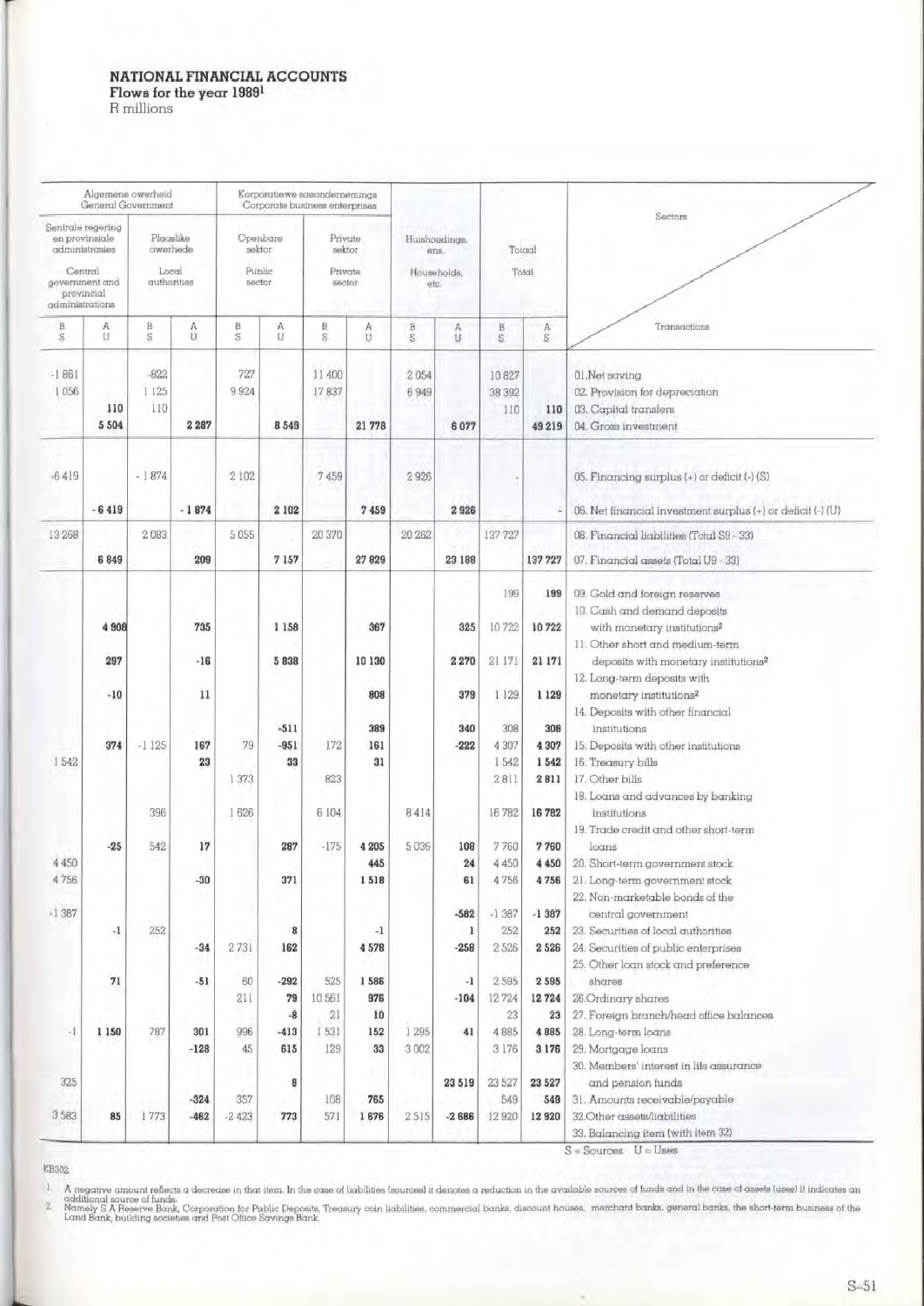# NATIONAL FINANCIAL ACCOUNTS

**Flows for the year 1989[1]**

R millions

| Algemene owerheid / General Government | | | | Korporatiewe sakeondernemings / Corporate business enterprises | | | | | | | | Sectors |
|---|---|---|---|---|---|---|---|---|---|---|---|---|
| Sentrale regering en provinsiale administrasies / Central government and provincial administrations | | Plaaslike owerhede / Local authorities | | Openbare sektor / Public sector | | Private sektor / Private sector | | Huishoudings, ens. / Households, etc. | | Totaal / Total | | |
| B S | A U | B S | A U | B S | A U | B S | A U | B S | A U | B S | A S | Transactions |
| -1 861 | | -822 | | 727 | | 11 400 | | 2 054 | | 10 827 | | 01. Net saving |
| 1 056 | | 1 125 | | 9 924 | | 17 837 | | 6 949 | | 38 392 | | 02. Provision for depreciation |
| | 110 | 110 | | | | | | | | 110 | 110 | 03. Capital transfers |
| | 5 504 | | 2 287 | | 8 549 | | 21 778 | | 6 077 | | 49 219 | 04. Gross investment |
| -6 419 | | -1 874 | | 2 102 | | 7 459 | | 2 926 | | - | | 05. Financing surplus (+) or deficit (-) (S) |
| | -6 419 | | -1 874 | | 2 102 | | 7 459 | | 2 926 | | - | 06. Net financial investment surplus (+) or deficit (-) (U) |
| 13 268 | | 2 083 | | 5 055 | | 20 370 | | 20 262 | | 137 727 | | 08. Financial liabilities (Total S9 - 33) |
| | 6 849 | | 209 | | 7 157 | | 27 829 | | 23 188 | | 137 727 | 07. Financial assets (Total U9 - 33) |
| | | | | | | | | | | 199 | 199 | 09. Gold and foreign reserves |
| | 4 908 | | 735 | | 1 158 | | 367 | | 325 | 10 722 | 10 722 | 10. Cash and demand deposits with monetary institutions[2] |
| | 297 | | -16 | | 5 838 | | 10 130 | | 2 270 | 21 171 | 21 171 | 11. Other short and medium-term deposits with monetary institutions[2] |
| | -10 | | 11 | | | | 808 | | 379 | 1 129 | 1 129 | 12. Long-term deposits with monetary institutions[2] |
| | | | | | -511 | | 389 | | 340 | 308 | 308 | 14. Deposits with other financial institutions |
| | 374 | -1 125 | 167 | 79 | -951 | 172 | 161 | | -222 | 4 307 | 4 307 | 15. Deposits with other institutions |
| 1 542 | | | 23 | | 33 | | 31 | | | 1 542 | 1 542 | 16. Treasury bills |
| | | | | 1 373 | | 823 | | | | 2 811 | 2 811 | 17. Other bills |
| | | 396 | | 1 626 | | 6 104 | | 8 414 | | 16 782 | 16 782 | 18. Loans and advances by banking institutions |
| | -25 | 542 | 17 | | 287 | -175 | 4 205 | 5 036 | 108 | 7 760 | 7 760 | 19. Trade credit and other short-term loans |
| 4 450 | | | | | | | 445 | | 24 | 4 450 | 4 450 | 20. Short-term government stock |
| 4 756 | | | -30 | | 371 | | 1 518 | | 61 | 4 756 | 4 756 | 21. Long-term government stock |
| -1 387 | | | | | | | | | -582 | -1 387 | -1 387 | 22. Non-marketable bonds of the central government |
| | -1 | 252 | | | 8 | | -1 | | 1 | 252 | 252 | 23. Securities of local authorities |
| | | | -34 | 2 731 | 162 | | 4 578 | | -258 | 2 526 | 2 526 | 24. Securities of public enterprises |
| | 71 | | -51 | 60 | -292 | 525 | 1 586 | | -1 | 2 595 | 2 595 | 25. Other loan stock and preference shares |
| | | | | 211 | 79 | 10 561 | 976 | | -104 | 12 724 | 12 724 | 26. Ordinary shares |
| | | | | | -8 | 21 | 10 | | | 23 | 23 | 27. Foreign branch/head office balances |
| -1 | 1 150 | 787 | 301 | 996 | -413 | 1 531 | 152 | 1 295 | 41 | 4 885 | 4 885 | 28. Long-term loans |
| | | | -128 | 45 | 615 | 129 | 33 | 3 002 | | 3 176 | 3 176 | 29. Mortgage loans |
| 325 | | | | | 8 | | | | 23 519 | 23 527 | 23 527 | 30. Members' interest in life assurance and pension funds |
| | | | -324 | 357 | | 108 | 765 | | | 549 | 549 | 31. Amounts receivable/payable |
| 3 583 | 85 | 1 773 | -462 | -2 423 | 773 | 571 | 1 676 | 2 515 | -2 686 | 12 920 | 12 920 | 32. Other assets/liabilities |
| | | | | | | | | | | | | 33. Balancing item (with item 32) |

S = Sources U = Uses

KB302

1. A negative amount reflects a decrease in that item. In the case of liabilities (sources) it denotes a reduction in the available sources of funds and in the case of assets (uses) it indicates an additional source of funds.
2. Namely S A Reserve Bank, Corporation for Public Deposits, Treasury coin liabilities, commercial banks, discount houses, merchant banks, general banks, the short-term business of the Land Bank, building societies and Post Office Savings Bank.